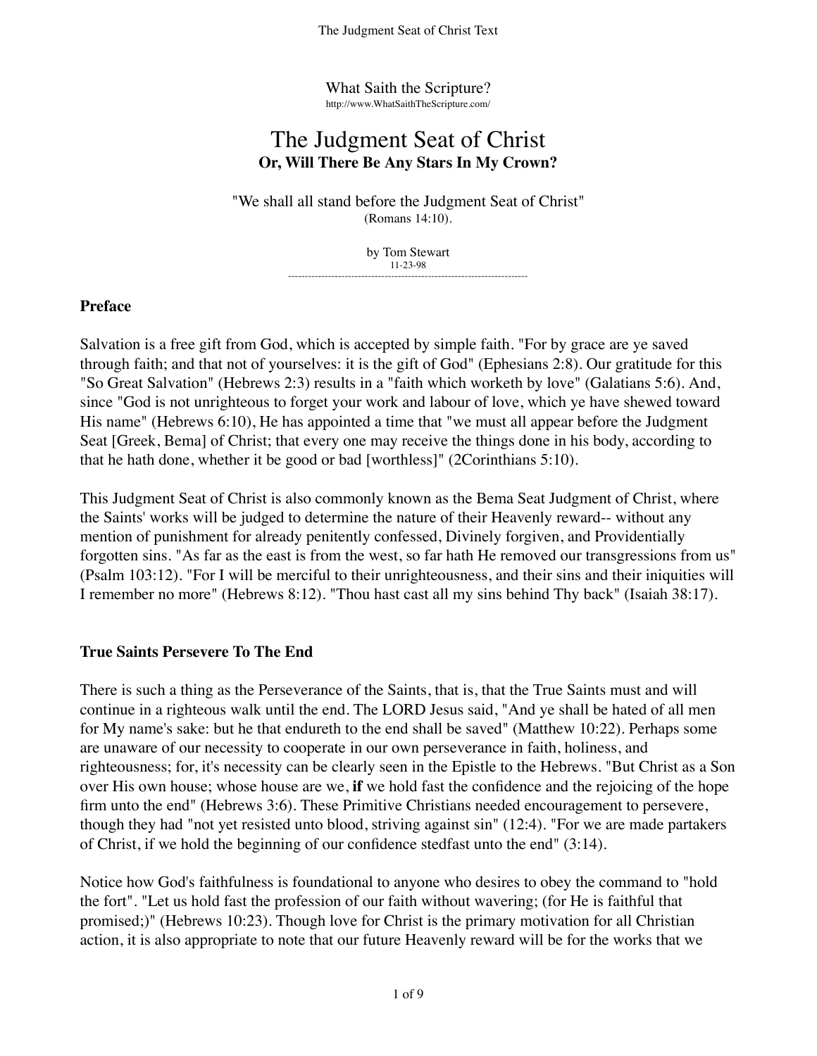What Saith the Scripture?
http://www.WhatSaithTheScripture.com/

# The Judgment Seat of Christ
**Or, Will There Be Any Stars In My Crown?**

"We shall all stand before the Judgment Seat of Christ"
(Romans 14:10).

by Tom Stewart
11-23-98

---

## Preface

Salvation is a free gift from God, which is accepted by simple faith. "For by grace are ye saved through faith; and that not of yourselves: it is the gift of God" (Ephesians 2:8). Our gratitude for this "So Great Salvation" (Hebrews 2:3) results in a "faith which worketh by love" (Galatians 5:6). And, since "God is not unrighteous to forget your work and labour of love, which ye have shewed toward His name" (Hebrews 6:10), He has appointed a time that "we must all appear before the Judgment Seat [Greek, Bema] of Christ; that every one may receive the things done in his body, according to that he hath done, whether it be good or bad [worthless]" (2Corinthians 5:10).

This Judgment Seat of Christ is also commonly known as the Bema Seat Judgment of Christ, where the Saints' works will be judged to determine the nature of their Heavenly reward-- without any mention of punishment for already penitently confessed, Divinely forgiven, and Providentially forgotten sins. "As far as the east is from the west, so far hath He removed our transgressions from us" (Psalm 103:12). "For I will be merciful to their unrighteousness, and their sins and their iniquities will I remember no more" (Hebrews 8:12). "Thou hast cast all my sins behind Thy back" (Isaiah 38:17).

## True Saints Persevere To The End

There is such a thing as the Perseverance of the Saints, that is, that the True Saints must and will continue in a righteous walk until the end. The LORD Jesus said, "And ye shall be hated of all men for My name's sake: but he that endureth to the end shall be saved" (Matthew 10:22). Perhaps some are unaware of our necessity to cooperate in our own perseverance in faith, holiness, and righteousness; for, it's necessity can be clearly seen in the Epistle to the Hebrews. "But Christ as a Son over His own house; whose house are we, **if** we hold fast the confidence and the rejoicing of the hope firm unto the end" (Hebrews 3:6). These Primitive Christians needed encouragement to persevere, though they had "not yet resisted unto blood, striving against sin" (12:4). "For we are made partakers of Christ, if we hold the beginning of our confidence stedfast unto the end" (3:14).

Notice how God's faithfulness is foundational to anyone who desires to obey the command to "hold the fort". "Let us hold fast the profession of our faith without wavering; (for He is faithful that promised;)" (Hebrews 10:23). Though love for Christ is the primary motivation for all Christian action, it is also appropriate to note that our future Heavenly reward will be for the works that we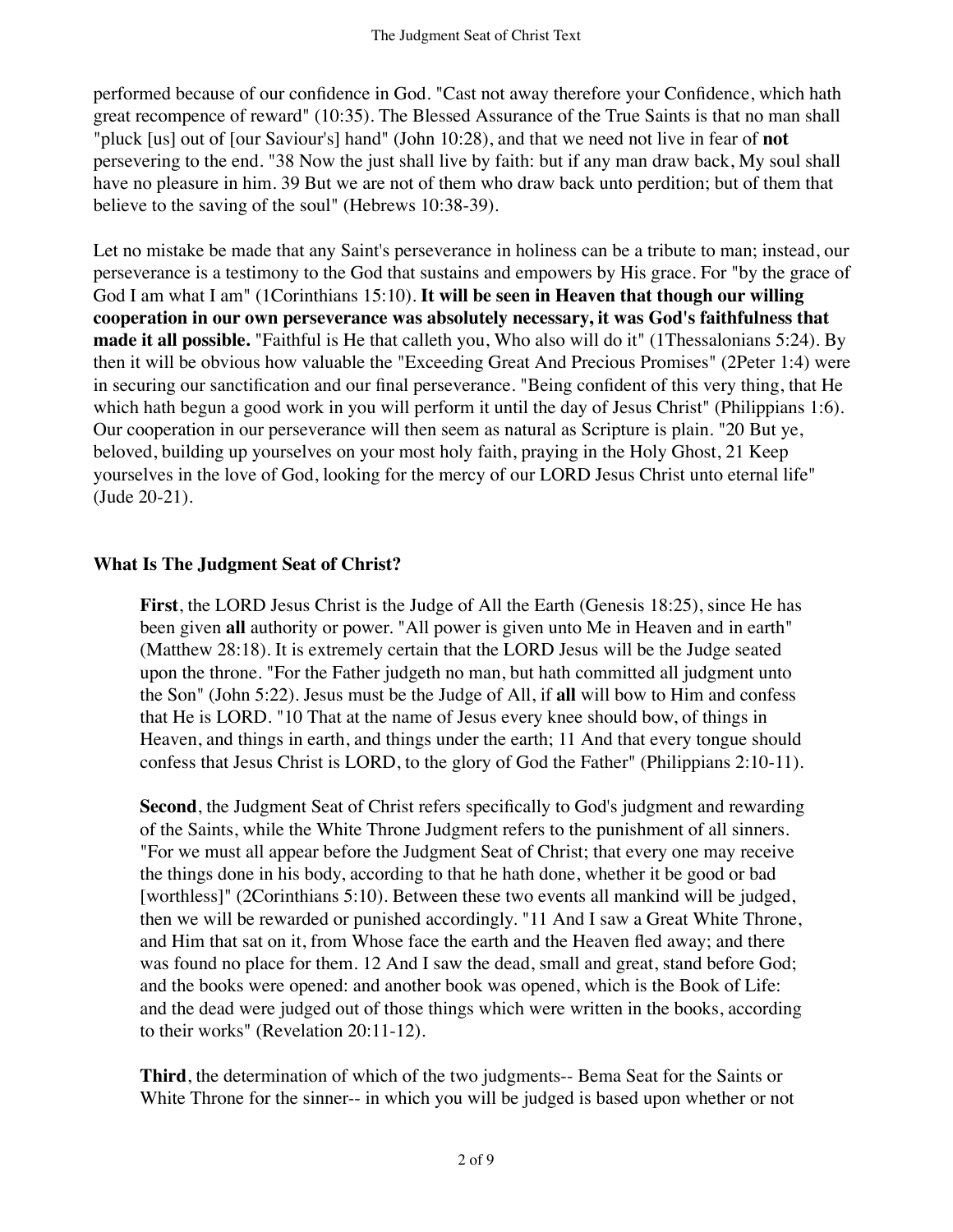performed because of our confidence in God. "Cast not away therefore your Confidence, which hath great recompence of reward" (10:35). The Blessed Assurance of the True Saints is that no man shall "pluck [us] out of [our Saviour's] hand" (John 10:28), and that we need not live in fear of **not** persevering to the end. "38 Now the just shall live by faith: but if any man draw back, My soul shall have no pleasure in him. 39 But we are not of them who draw back unto perdition; but of them that believe to the saving of the soul" (Hebrews 10:38-39).

Let no mistake be made that any Saint's perseverance in holiness can be a tribute to man; instead, our perseverance is a testimony to the God that sustains and empowers by His grace. For "by the grace of God I am what I am" (1Corinthians 15:10). **It will be seen in Heaven that though our willing cooperation in our own perseverance was absolutely necessary, it was God's faithfulness that made it all possible.** "Faithful is He that calleth you, Who also will do it" (1Thessalonians 5:24). By then it will be obvious how valuable the "Exceeding Great And Precious Promises" (2Peter 1:4) were in securing our sanctification and our final perseverance. "Being confident of this very thing, that He which hath begun a good work in you will perform it until the day of Jesus Christ" (Philippians 1:6). Our cooperation in our perseverance will then seem as natural as Scripture is plain. "20 But ye, beloved, building up yourselves on your most holy faith, praying in the Holy Ghost, 21 Keep yourselves in the love of God, looking for the mercy of our LORD Jesus Christ unto eternal life" (Jude 20-21).

## What Is The Judgment Seat of Christ?

**First**, the LORD Jesus Christ is the Judge of All the Earth (Genesis 18:25), since He has been given **all** authority or power. "All power is given unto Me in Heaven and in earth" (Matthew 28:18). It is extremely certain that the LORD Jesus will be the Judge seated upon the throne. "For the Father judgeth no man, but hath committed all judgment unto the Son" (John 5:22). Jesus must be the Judge of All, if **all** will bow to Him and confess that He is LORD. "10 That at the name of Jesus every knee should bow, of things in Heaven, and things in earth, and things under the earth; 11 And that every tongue should confess that Jesus Christ is LORD, to the glory of God the Father" (Philippians 2:10-11).

**Second**, the Judgment Seat of Christ refers specifically to God's judgment and rewarding of the Saints, while the White Throne Judgment refers to the punishment of all sinners. "For we must all appear before the Judgment Seat of Christ; that every one may receive the things done in his body, according to that he hath done, whether it be good or bad [worthless]" (2Corinthians 5:10). Between these two events all mankind will be judged, then we will be rewarded or punished accordingly. "11 And I saw a Great White Throne, and Him that sat on it, from Whose face the earth and the Heaven fled away; and there was found no place for them. 12 And I saw the dead, small and great, stand before God; and the books were opened: and another book was opened, which is the Book of Life: and the dead were judged out of those things which were written in the books, according to their works" (Revelation 20:11-12).

**Third**, the determination of which of the two judgments-- Bema Seat for the Saints or White Throne for the sinner-- in which you will be judged is based upon whether or not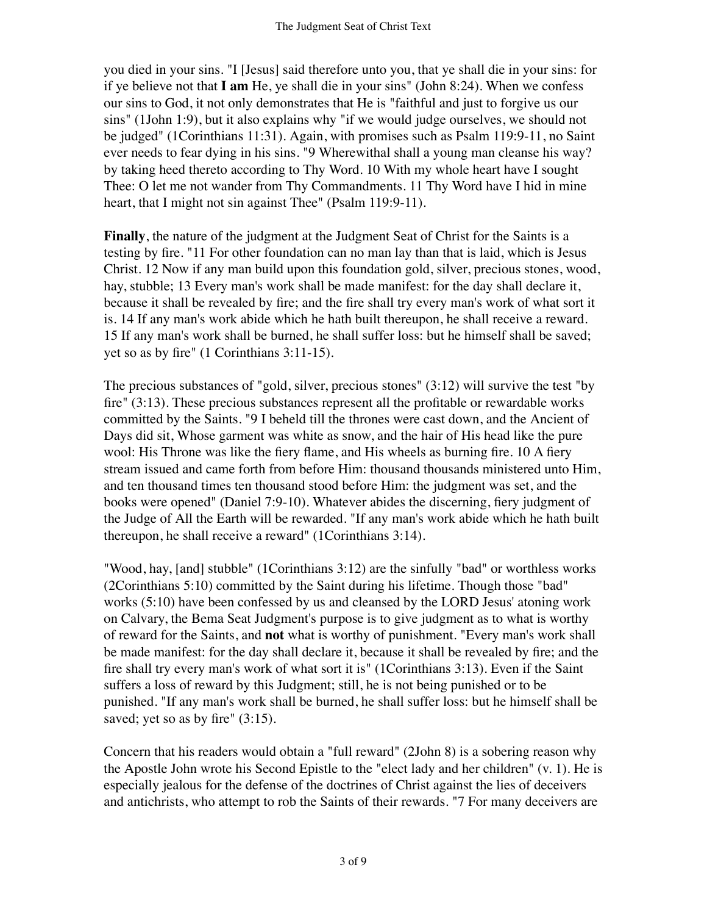you died in your sins. "I [Jesus] said therefore unto you, that ye shall die in your sins: for if ye believe not that **I am** He, ye shall die in your sins" (John 8:24). When we confess our sins to God, it not only demonstrates that He is "faithful and just to forgive us our sins" (1John 1:9), but it also explains why "if we would judge ourselves, we should not be judged" (1Corinthians 11:31). Again, with promises such as Psalm 119:9-11, no Saint ever needs to fear dying in his sins. "9 Wherewithal shall a young man cleanse his way? by taking heed thereto according to Thy Word. 10 With my whole heart have I sought Thee: O let me not wander from Thy Commandments. 11 Thy Word have I hid in mine heart, that I might not sin against Thee" (Psalm 119:9-11).

**Finally**, the nature of the judgment at the Judgment Seat of Christ for the Saints is a testing by fire. "11 For other foundation can no man lay than that is laid, which is Jesus Christ. 12 Now if any man build upon this foundation gold, silver, precious stones, wood, hay, stubble; 13 Every man's work shall be made manifest: for the day shall declare it, because it shall be revealed by fire; and the fire shall try every man's work of what sort it is. 14 If any man's work abide which he hath built thereupon, he shall receive a reward. 15 If any man's work shall be burned, he shall suffer loss: but he himself shall be saved; yet so as by fire" (1 Corinthians 3:11-15).

The precious substances of "gold, silver, precious stones" (3:12) will survive the test "by fire" (3:13). These precious substances represent all the profitable or rewardable works committed by the Saints. "9 I beheld till the thrones were cast down, and the Ancient of Days did sit, Whose garment was white as snow, and the hair of His head like the pure wool: His Throne was like the fiery flame, and His wheels as burning fire. 10 A fiery stream issued and came forth from before Him: thousand thousands ministered unto Him, and ten thousand times ten thousand stood before Him: the judgment was set, and the books were opened" (Daniel 7:9-10). Whatever abides the discerning, fiery judgment of the Judge of All the Earth will be rewarded. "If any man's work abide which he hath built thereupon, he shall receive a reward" (1Corinthians 3:14).

"Wood, hay, [and] stubble" (1Corinthians 3:12) are the sinfully "bad" or worthless works (2Corinthians 5:10) committed by the Saint during his lifetime. Though those "bad" works (5:10) have been confessed by us and cleansed by the LORD Jesus' atoning work on Calvary, the Bema Seat Judgment's purpose is to give judgment as to what is worthy of reward for the Saints, and **not** what is worthy of punishment. "Every man's work shall be made manifest: for the day shall declare it, because it shall be revealed by fire; and the fire shall try every man's work of what sort it is" (1Corinthians 3:13). Even if the Saint suffers a loss of reward by this Judgment; still, he is not being punished or to be punished. "If any man's work shall be burned, he shall suffer loss: but he himself shall be saved; yet so as by fire" (3:15).

Concern that his readers would obtain a "full reward" (2John 8) is a sobering reason why the Apostle John wrote his Second Epistle to the "elect lady and her children" (v. 1). He is especially jealous for the defense of the doctrines of Christ against the lies of deceivers and antichrists, who attempt to rob the Saints of their rewards. "7 For many deceivers are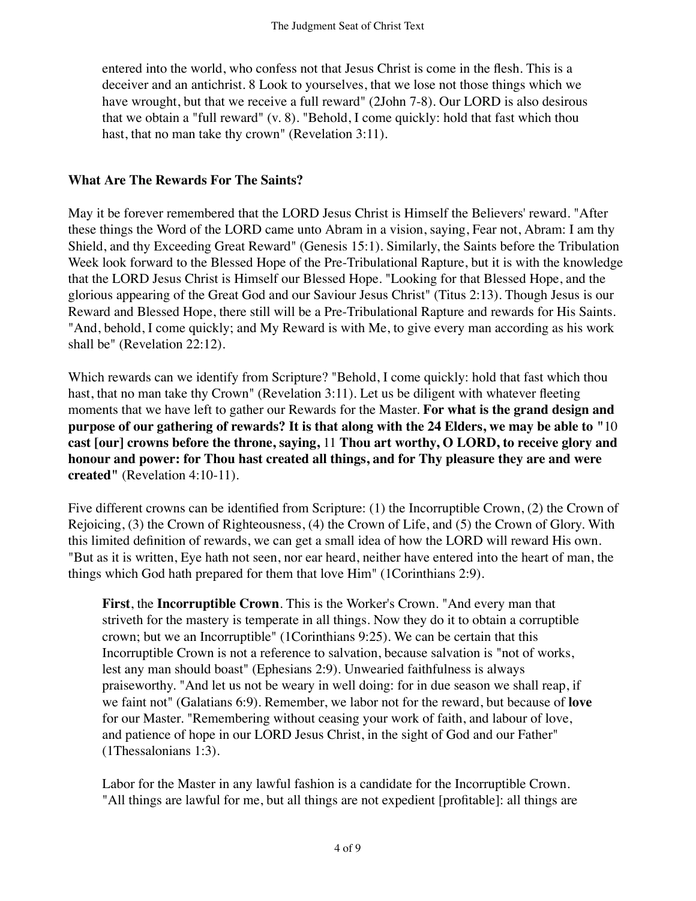entered into the world, who confess not that Jesus Christ is come in the flesh. This is a deceiver and an antichrist. 8 Look to yourselves, that we lose not those things which we have wrought, but that we receive a full reward" (2John 7-8). Our LORD is also desirous that we obtain a "full reward" (v. 8). "Behold, I come quickly: hold that fast which thou hast, that no man take thy crown" (Revelation 3:11).

**What Are The Rewards For The Saints?**

May it be forever remembered that the LORD Jesus Christ is Himself the Believers' reward. "After these things the Word of the LORD came unto Abram in a vision, saying, Fear not, Abram: I am thy Shield, and thy Exceeding Great Reward" (Genesis 15:1). Similarly, the Saints before the Tribulation Week look forward to the Blessed Hope of the Pre-Tribulational Rapture, but it is with the knowledge that the LORD Jesus Christ is Himself our Blessed Hope. "Looking for that Blessed Hope, and the glorious appearing of the Great God and our Saviour Jesus Christ" (Titus 2:13). Though Jesus is our Reward and Blessed Hope, there still will be a Pre-Tribulational Rapture and rewards for His Saints. "And, behold, I come quickly; and My Reward is with Me, to give every man according as his work shall be" (Revelation 22:12).

Which rewards can we identify from Scripture? "Behold, I come quickly: hold that fast which thou hast, that no man take thy Crown" (Revelation 3:11). Let us be diligent with whatever fleeting moments that we have left to gather our Rewards for the Master. **For what is the grand design and purpose of our gathering of rewards? It is that along with the 24 Elders, we may be able to "**10 **cast [our] crowns before the throne, saying,** 11 **Thou art worthy, O LORD, to receive glory and honour and power: for Thou hast created all things, and for Thy pleasure they are and were created"** (Revelation 4:10-11).

Five different crowns can be identified from Scripture: (1) the Incorruptible Crown, (2) the Crown of Rejoicing, (3) the Crown of Righteousness, (4) the Crown of Life, and (5) the Crown of Glory. With this limited definition of rewards, we can get a small idea of how the LORD will reward His own. "But as it is written, Eye hath not seen, nor ear heard, neither have entered into the heart of man, the things which God hath prepared for them that love Him" (1Corinthians 2:9).

> **First**, the **Incorruptible Crown**. This is the Worker's Crown. "And every man that striveth for the mastery is temperate in all things. Now they do it to obtain a corruptible crown; but we an Incorruptible" (1Corinthians 9:25). We can be certain that this Incorruptible Crown is not a reference to salvation, because salvation is "not of works, lest any man should boast" (Ephesians 2:9). Unwearied faithfulness is always praiseworthy. "And let us not be weary in well doing: for in due season we shall reap, if we faint not" (Galatians 6:9). Remember, we labor not for the reward, but because of **love** for our Master. "Remembering without ceasing your work of faith, and labour of love, and patience of hope in our LORD Jesus Christ, in the sight of God and our Father" (1Thessalonians 1:3).
>
> Labor for the Master in any lawful fashion is a candidate for the Incorruptible Crown. "All things are lawful for me, but all things are not expedient [profitable]: all things are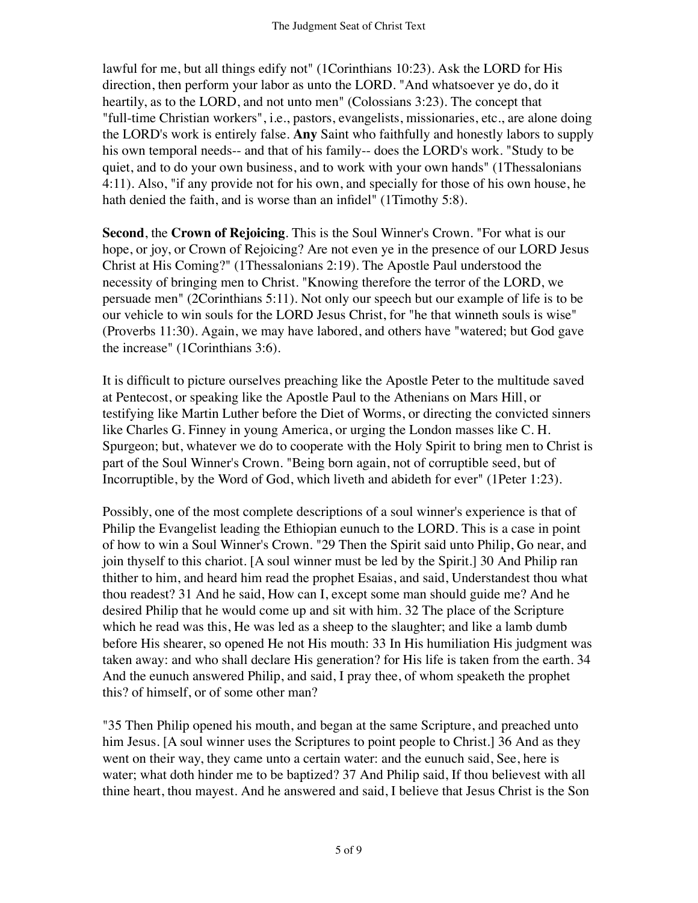lawful for me, but all things edify not" (1Corinthians 10:23). Ask the LORD for His direction, then perform your labor as unto the LORD. "And whatsoever ye do, do it heartily, as to the LORD, and not unto men" (Colossians 3:23). The concept that "full-time Christian workers", i.e., pastors, evangelists, missionaries, etc., are alone doing the LORD's work is entirely false. **Any** Saint who faithfully and honestly labors to supply his own temporal needs-- and that of his family-- does the LORD's work. "Study to be quiet, and to do your own business, and to work with your own hands" (1Thessalonians 4:11). Also, "if any provide not for his own, and specially for those of his own house, he hath denied the faith, and is worse than an infidel" (1Timothy 5:8).

**Second**, the **Crown of Rejoicing**. This is the Soul Winner's Crown. "For what is our hope, or joy, or Crown of Rejoicing? Are not even ye in the presence of our LORD Jesus Christ at His Coming?" (1Thessalonians 2:19). The Apostle Paul understood the necessity of bringing men to Christ. "Knowing therefore the terror of the LORD, we persuade men" (2Corinthians 5:11). Not only our speech but our example of life is to be our vehicle to win souls for the LORD Jesus Christ, for "he that winneth souls is wise" (Proverbs 11:30). Again, we may have labored, and others have "watered; but God gave the increase" (1Corinthians 3:6).

It is difficult to picture ourselves preaching like the Apostle Peter to the multitude saved at Pentecost, or speaking like the Apostle Paul to the Athenians on Mars Hill, or testifying like Martin Luther before the Diet of Worms, or directing the convicted sinners like Charles G. Finney in young America, or urging the London masses like C. H. Spurgeon; but, whatever we do to cooperate with the Holy Spirit to bring men to Christ is part of the Soul Winner's Crown. "Being born again, not of corruptible seed, but of Incorruptible, by the Word of God, which liveth and abideth for ever" (1Peter 1:23).

Possibly, one of the most complete descriptions of a soul winner's experience is that of Philip the Evangelist leading the Ethiopian eunuch to the LORD. This is a case in point of how to win a Soul Winner's Crown. "29 Then the Spirit said unto Philip, Go near, and join thyself to this chariot. [A soul winner must be led by the Spirit.] 30 And Philip ran thither to him, and heard him read the prophet Esaias, and said, Understandest thou what thou readest? 31 And he said, How can I, except some man should guide me? And he desired Philip that he would come up and sit with him. 32 The place of the Scripture which he read was this, He was led as a sheep to the slaughter; and like a lamb dumb before His shearer, so opened He not His mouth: 33 In His humiliation His judgment was taken away: and who shall declare His generation? for His life is taken from the earth. 34 And the eunuch answered Philip, and said, I pray thee, of whom speaketh the prophet this? of himself, or of some other man?

"35 Then Philip opened his mouth, and began at the same Scripture, and preached unto him Jesus. [A soul winner uses the Scriptures to point people to Christ.] 36 And as they went on their way, they came unto a certain water: and the eunuch said, See, here is water; what doth hinder me to be baptized? 37 And Philip said, If thou believest with all thine heart, thou mayest. And he answered and said, I believe that Jesus Christ is the Son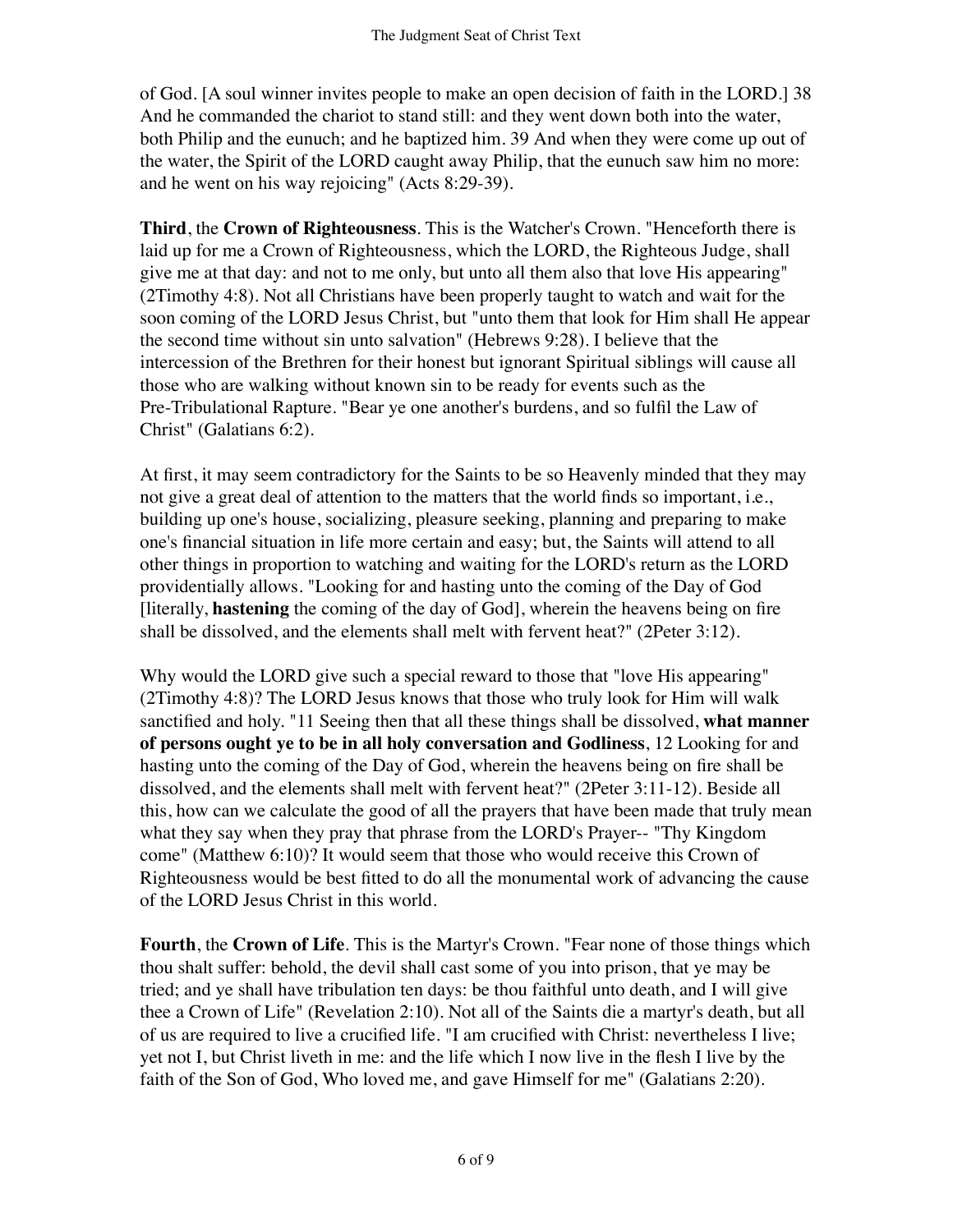of God. [A soul winner invites people to make an open decision of faith in the LORD.] 38 And he commanded the chariot to stand still: and they went down both into the water, both Philip and the eunuch; and he baptized him. 39 And when they were come up out of the water, the Spirit of the LORD caught away Philip, that the eunuch saw him no more: and he went on his way rejoicing" (Acts 8:29-39).

**Third**, the **Crown of Righteousness**. This is the Watcher's Crown. "Henceforth there is laid up for me a Crown of Righteousness, which the LORD, the Righteous Judge, shall give me at that day: and not to me only, but unto all them also that love His appearing" (2Timothy 4:8). Not all Christians have been properly taught to watch and wait for the soon coming of the LORD Jesus Christ, but "unto them that look for Him shall He appear the second time without sin unto salvation" (Hebrews 9:28). I believe that the intercession of the Brethren for their honest but ignorant Spiritual siblings will cause all those who are walking without known sin to be ready for events such as the Pre-Tribulational Rapture. "Bear ye one another's burdens, and so fulfil the Law of Christ" (Galatians 6:2).

At first, it may seem contradictory for the Saints to be so Heavenly minded that they may not give a great deal of attention to the matters that the world finds so important, i.e., building up one's house, socializing, pleasure seeking, planning and preparing to make one's financial situation in life more certain and easy; but, the Saints will attend to all other things in proportion to watching and waiting for the LORD's return as the LORD providentially allows. "Looking for and hasting unto the coming of the Day of God [literally, **hastening** the coming of the day of God], wherein the heavens being on fire shall be dissolved, and the elements shall melt with fervent heat?" (2Peter 3:12).

Why would the LORD give such a special reward to those that "love His appearing" (2Timothy 4:8)? The LORD Jesus knows that those who truly look for Him will walk sanctified and holy. "11 Seeing then that all these things shall be dissolved, **what manner of persons ought ye to be in all holy conversation and Godliness**, 12 Looking for and hasting unto the coming of the Day of God, wherein the heavens being on fire shall be dissolved, and the elements shall melt with fervent heat?" (2Peter 3:11-12). Beside all this, how can we calculate the good of all the prayers that have been made that truly mean what they say when they pray that phrase from the LORD's Prayer-- "Thy Kingdom come" (Matthew 6:10)? It would seem that those who would receive this Crown of Righteousness would be best fitted to do all the monumental work of advancing the cause of the LORD Jesus Christ in this world.

**Fourth**, the **Crown of Life**. This is the Martyr's Crown. "Fear none of those things which thou shalt suffer: behold, the devil shall cast some of you into prison, that ye may be tried; and ye shall have tribulation ten days: be thou faithful unto death, and I will give thee a Crown of Life" (Revelation 2:10). Not all of the Saints die a martyr's death, but all of us are required to live a crucified life. "I am crucified with Christ: nevertheless I live; yet not I, but Christ liveth in me: and the life which I now live in the flesh I live by the faith of the Son of God, Who loved me, and gave Himself for me" (Galatians 2:20).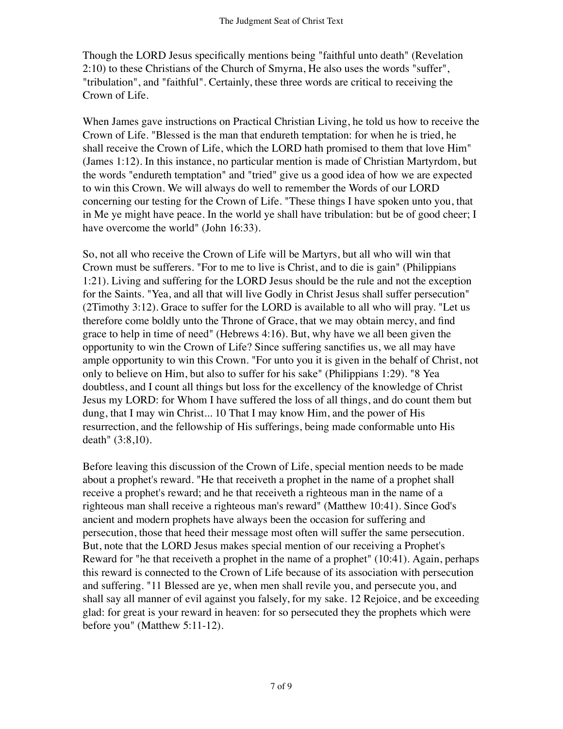Though the LORD Jesus specifically mentions being "faithful unto death" (Revelation 2:10) to these Christians of the Church of Smyrna, He also uses the words "suffer", "tribulation", and "faithful". Certainly, these three words are critical to receiving the Crown of Life.

When James gave instructions on Practical Christian Living, he told us how to receive the Crown of Life. "Blessed is the man that endureth temptation: for when he is tried, he shall receive the Crown of Life, which the LORD hath promised to them that love Him" (James 1:12). In this instance, no particular mention is made of Christian Martyrdom, but the words "endureth temptation" and "tried" give us a good idea of how we are expected to win this Crown. We will always do well to remember the Words of our LORD concerning our testing for the Crown of Life. "These things I have spoken unto you, that in Me ye might have peace. In the world ye shall have tribulation: but be of good cheer; I have overcome the world" (John 16:33).

So, not all who receive the Crown of Life will be Martyrs, but all who will win that Crown must be sufferers. "For to me to live is Christ, and to die is gain" (Philippians 1:21). Living and suffering for the LORD Jesus should be the rule and not the exception for the Saints. "Yea, and all that will live Godly in Christ Jesus shall suffer persecution" (2Timothy 3:12). Grace to suffer for the LORD is available to all who will pray. "Let us therefore come boldly unto the Throne of Grace, that we may obtain mercy, and find grace to help in time of need" (Hebrews 4:16). But, why have we all been given the opportunity to win the Crown of Life? Since suffering sanctifies us, we all may have ample opportunity to win this Crown. "For unto you it is given in the behalf of Christ, not only to believe on Him, but also to suffer for his sake" (Philippians 1:29). "8 Yea doubtless, and I count all things but loss for the excellency of the knowledge of Christ Jesus my LORD: for Whom I have suffered the loss of all things, and do count them but dung, that I may win Christ... 10 That I may know Him, and the power of His resurrection, and the fellowship of His sufferings, being made conformable unto His death" (3:8,10).

Before leaving this discussion of the Crown of Life, special mention needs to be made about a prophet's reward. "He that receiveth a prophet in the name of a prophet shall receive a prophet's reward; and he that receiveth a righteous man in the name of a righteous man shall receive a righteous man's reward" (Matthew 10:41). Since God's ancient and modern prophets have always been the occasion for suffering and persecution, those that heed their message most often will suffer the same persecution. But, note that the LORD Jesus makes special mention of our receiving a Prophet's Reward for "he that receiveth a prophet in the name of a prophet" (10:41). Again, perhaps this reward is connected to the Crown of Life because of its association with persecution and suffering. "11 Blessed are ye, when men shall revile you, and persecute you, and shall say all manner of evil against you falsely, for my sake. 12 Rejoice, and be exceeding glad: for great is your reward in heaven: for so persecuted they the prophets which were before you" (Matthew 5:11-12).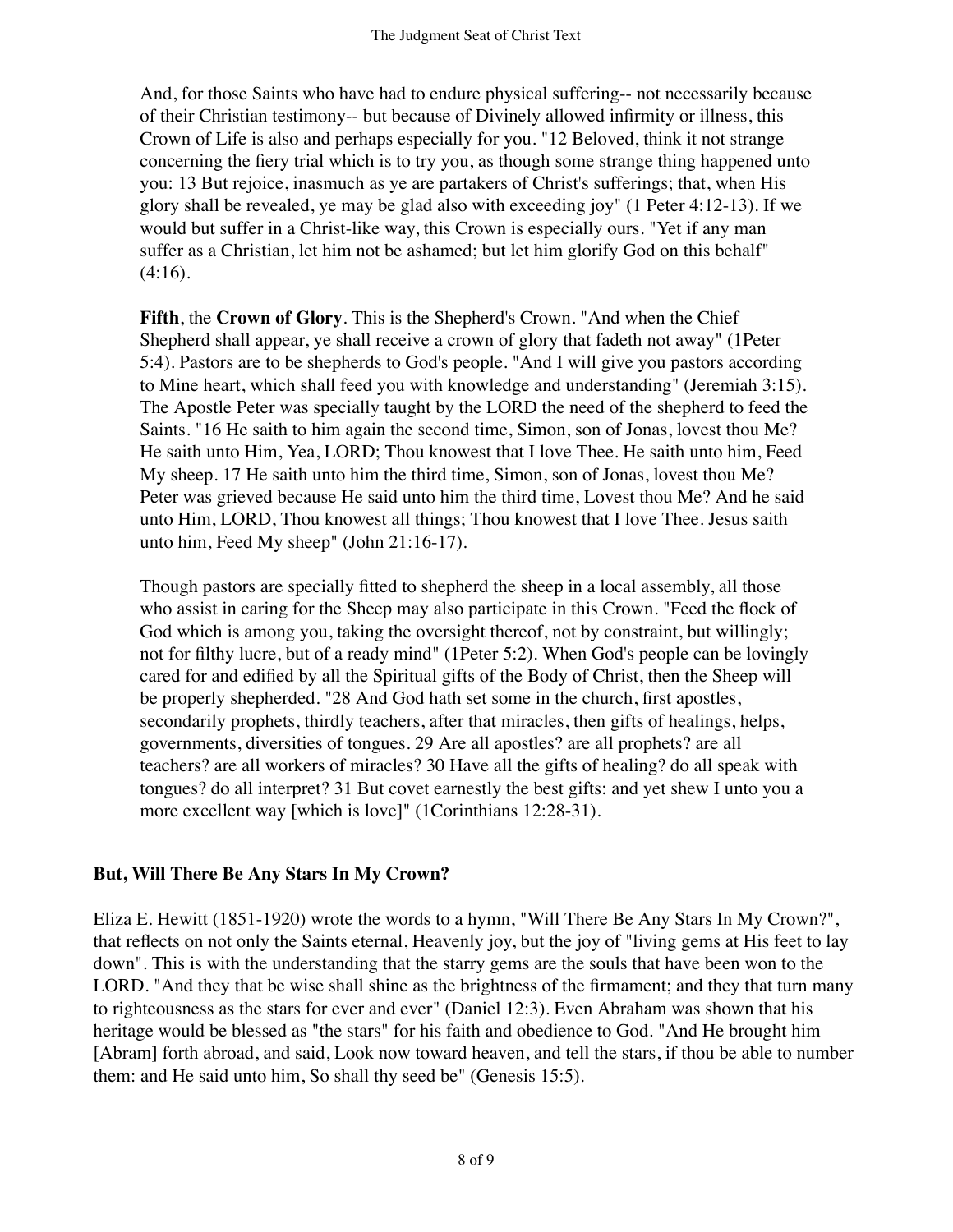And, for those Saints who have had to endure physical suffering-- not necessarily because of their Christian testimony-- but because of Divinely allowed infirmity or illness, this Crown of Life is also and perhaps especially for you. "12 Beloved, think it not strange concerning the fiery trial which is to try you, as though some strange thing happened unto you: 13 But rejoice, inasmuch as ye are partakers of Christ's sufferings; that, when His glory shall be revealed, ye may be glad also with exceeding joy" (1 Peter 4:12-13). If we would but suffer in a Christ-like way, this Crown is especially ours. "Yet if any man suffer as a Christian, let him not be ashamed; but let him glorify God on this behalf" (4:16).

**Fifth**, the **Crown of Glory**. This is the Shepherd's Crown. "And when the Chief Shepherd shall appear, ye shall receive a crown of glory that fadeth not away" (1Peter 5:4). Pastors are to be shepherds to God's people. "And I will give you pastors according to Mine heart, which shall feed you with knowledge and understanding" (Jeremiah 3:15). The Apostle Peter was specially taught by the LORD the need of the shepherd to feed the Saints. "16 He saith to him again the second time, Simon, son of Jonas, lovest thou Me? He saith unto Him, Yea, LORD; Thou knowest that I love Thee. He saith unto him, Feed My sheep. 17 He saith unto him the third time, Simon, son of Jonas, lovest thou Me? Peter was grieved because He said unto him the third time, Lovest thou Me? And he said unto Him, LORD, Thou knowest all things; Thou knowest that I love Thee. Jesus saith unto him, Feed My sheep" (John 21:16-17).

Though pastors are specially fitted to shepherd the sheep in a local assembly, all those who assist in caring for the Sheep may also participate in this Crown. "Feed the flock of God which is among you, taking the oversight thereof, not by constraint, but willingly; not for filthy lucre, but of a ready mind" (1Peter 5:2). When God's people can be lovingly cared for and edified by all the Spiritual gifts of the Body of Christ, then the Sheep will be properly shepherded. "28 And God hath set some in the church, first apostles, secondarily prophets, thirdly teachers, after that miracles, then gifts of healings, helps, governments, diversities of tongues. 29 Are all apostles? are all prophets? are all teachers? are all workers of miracles? 30 Have all the gifts of healing? do all speak with tongues? do all interpret? 31 But covet earnestly the best gifts: and yet shew I unto you a more excellent way [which is love]" (1Corinthians 12:28-31).

### But, Will There Be Any Stars In My Crown?

Eliza E. Hewitt (1851-1920) wrote the words to a hymn, "Will There Be Any Stars In My Crown?", that reflects on not only the Saints eternal, Heavenly joy, but the joy of "living gems at His feet to lay down". This is with the understanding that the starry gems are the souls that have been won to the LORD. "And they that be wise shall shine as the brightness of the firmament; and they that turn many to righteousness as the stars for ever and ever" (Daniel 12:3). Even Abraham was shown that his heritage would be blessed as "the stars" for his faith and obedience to God. "And He brought him [Abram] forth abroad, and said, Look now toward heaven, and tell the stars, if thou be able to number them: and He said unto him, So shall thy seed be" (Genesis 15:5).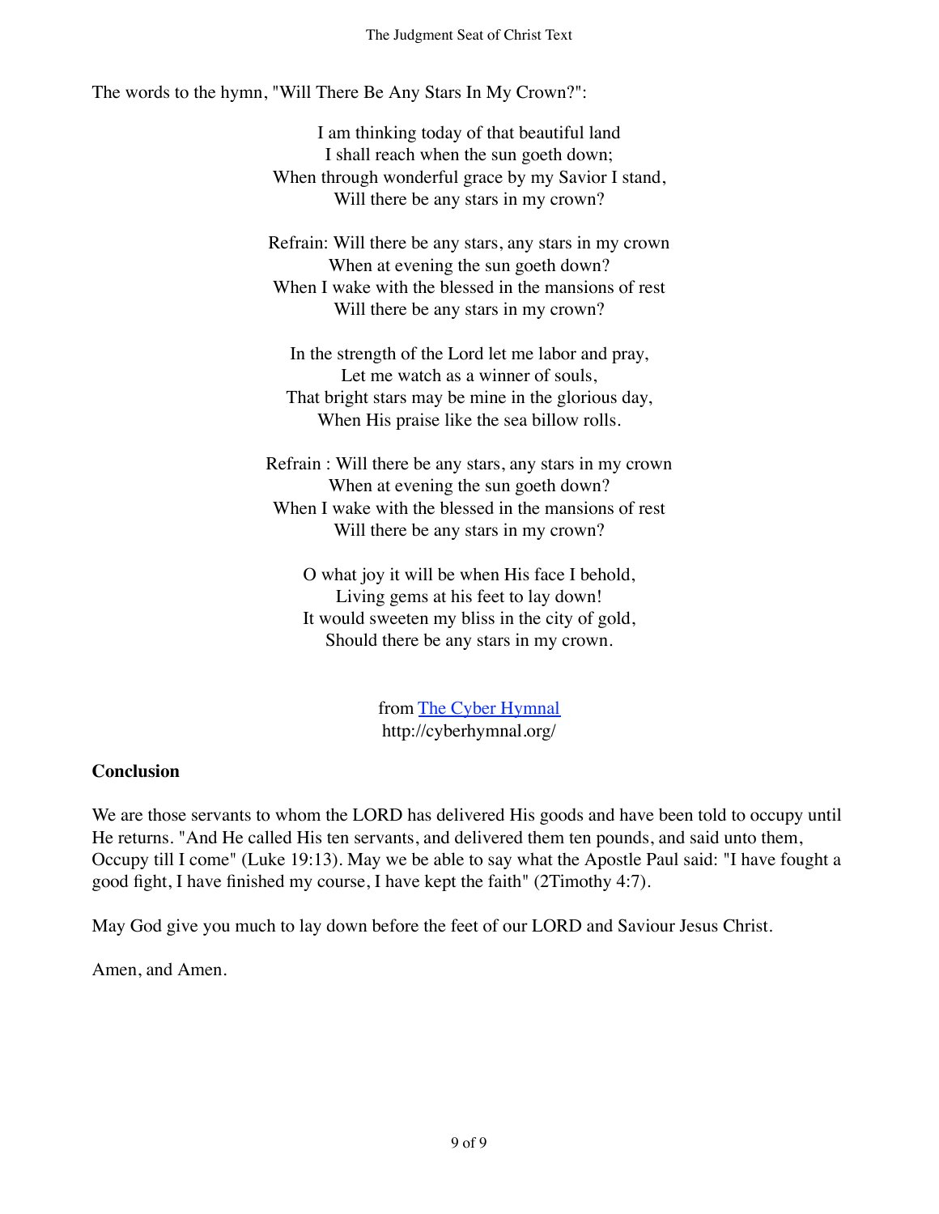The words to the hymn, "Will There Be Any Stars In My Crown?":

I am thinking today of that beautiful land  
I shall reach when the sun goeth down;  
When through wonderful grace by my Savior I stand,  
Will there be any stars in my crown?

Refrain: Will there be any stars, any stars in my crown  
When at evening the sun goeth down?  
When I wake with the blessed in the mansions of rest  
Will there be any stars in my crown?

In the strength of the Lord let me labor and pray,  
Let me watch as a winner of souls,  
That bright stars may be mine in the glorious day,  
When His praise like the sea billow rolls.

Refrain : Will there be any stars, any stars in my crown  
When at evening the sun goeth down?  
When I wake with the blessed in the mansions of rest  
Will there be any stars in my crown?

O what joy it will be when His face I behold,  
Living gems at his feet to lay down!  
It would sweeten my bliss in the city of gold,  
Should there be any stars in my crown.

from [The Cyber Hymnal](http://cyberhymnal.org/)  
http://cyberhymnal.org/

**Conclusion**

We are those servants to whom the LORD has delivered His goods and have been told to occupy until He returns. "And He called His ten servants, and delivered them ten pounds, and said unto them, Occupy till I come" (Luke 19:13). May we be able to say what the Apostle Paul said: "I have fought a good fight, I have finished my course, I have kept the faith" (2Timothy 4:7).

May God give you much to lay down before the feet of our LORD and Saviour Jesus Christ.

Amen, and Amen.